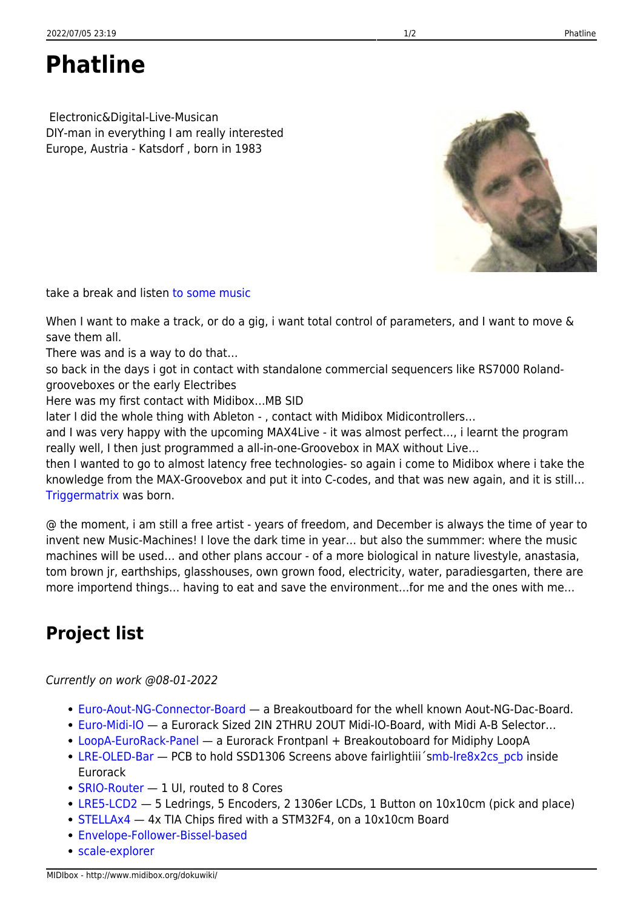# Phatline

Electronic&Digital-Live-Musican
DIY-man in everything I am really interested
Europe, Austria - Katsdorf , born in 1983

take a break and listen to some music

When I want to make a track, or do a gig, i want total control of parameters, and I want to move & save them all.
There was and is a way to do that…
so back in the days i got in contact with standalone commercial sequencers like RS7000 Roland-grooveboxes or the early Electribes
Here was my first contact with Midibox…MB SID
later I did the whole thing with Ableton - , contact with Midibox Midicontrollers…
and I was very happy with the upcoming MAX4Live - it was almost perfect…, i learnt the program really well, I then just programmed a all-in-one-Groovebox in MAX without Live…
then I wanted to go to almost latency free technologies- so again i come to Midibox where i take the knowledge from the MAX-Groovebox and put it into C-codes, and that was new again, and it is still… Triggermatrix was born.

@ the moment, i am still a free artist - years of freedom, and December is always the time of year to invent new Music-Machines! I love the dark time in year… but also the summmer: where the music machines will be used… and other plans accour - of a more biological in nature livestyle, anastasia, tom brown jr, earthships, glasshouses, own grown food, electricity, water, paradiesgarten, there are more importend things… having to eat and save the environment…for me and the ones with me…

## Project list

*Currently on work @08-01-2022*

- Euro-Aout-NG-Connector-Board — a Breakoutboard for the whell known Aout-NG-Dac-Board.
- Euro-Midi-IO — a Eurorack Sized 2IN 2THRU 2OUT Midi-IO-Board, with Midi A-B Selector…
- LoopA-EuroRack-Panel — a Eurorack Frontpanl + Breakoutoboard for Midiphy LoopA
- LRE-OLED-Bar — PCB to hold SSD1306 Screens above fairlightiii´smb-lre8x2cs_pcb inside Eurorack
- SRIO-Router — 1 UI, routed to 8 Cores
- LRE5-LCD2 — 5 Ledrings, 5 Encoders, 2 1306er LCDs, 1 Button on 10x10cm (pick and place)
- STELLAx4 — 4x TIA Chips fired with a STM32F4, on a 10x10cm Board
- Envelope-Follower-Bissel-based
- scale-explorer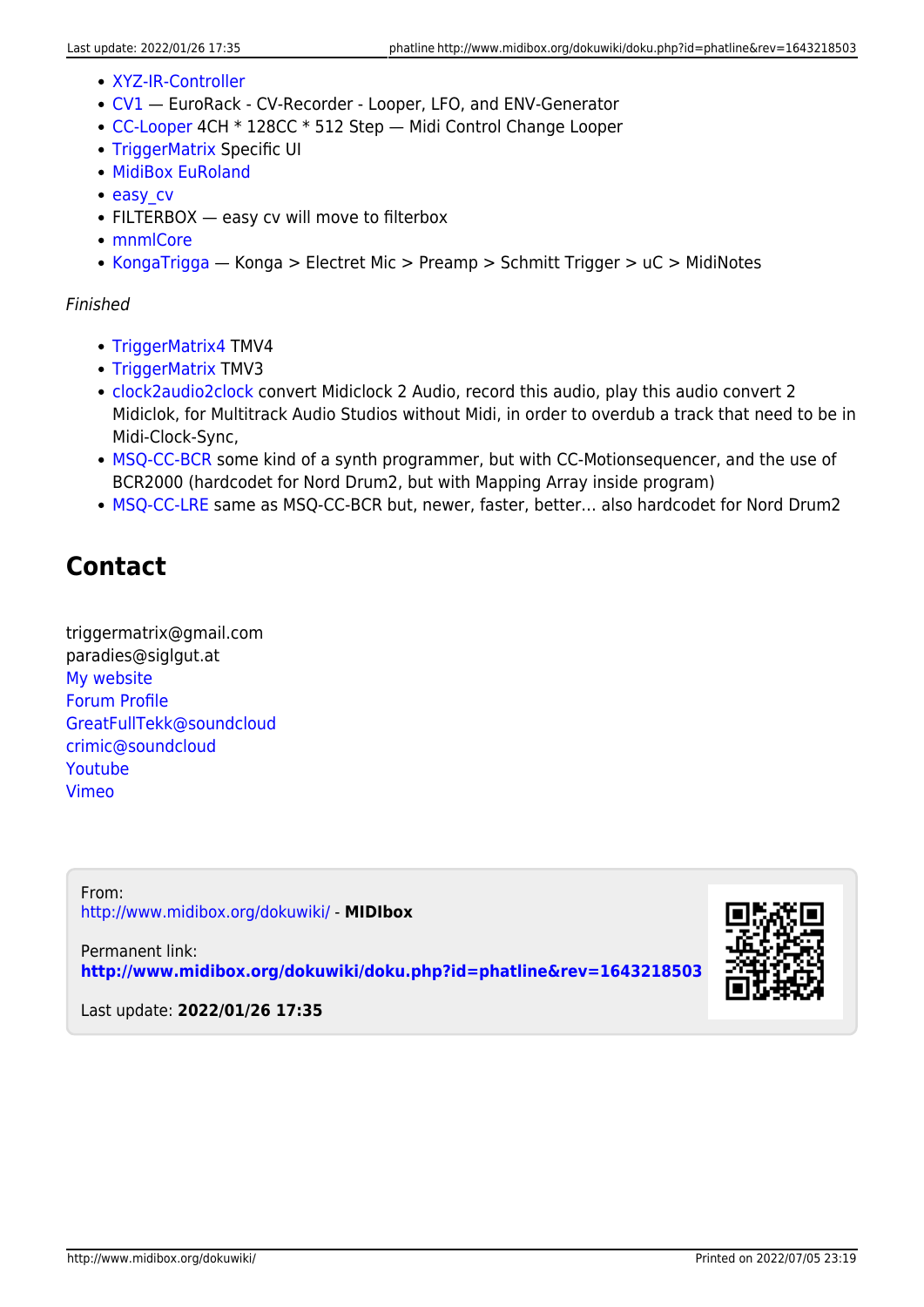- XYZ-IR-Controller
- CV1 — EuroRack - CV-Recorder - Looper, LFO, and ENV-Generator
- CC-Looper 4CH * 128CC * 512 Step — Midi Control Change Looper
- TriggerMatrix Specific UI
- MidiBox EuRoland
- easy_cv
- FILTERBOX — easy cv will move to filterbox
- mnmlCore
- KongaTrigga — Konga > Electret Mic > Preamp > Schmitt Trigger > uC > MidiNotes

*Finished*

- TriggerMatrix4 TMV4
- TriggerMatrix TMV3
- clock2audio2clock convert Midiclock 2 Audio, record this audio, play this audio convert 2 Midiclok, for Multitrack Audio Studios without Midi, in order to overdub a track that need to be in Midi-Clock-Sync,
- MSQ-CC-BCR some kind of a synth programmer, but with CC-Motionsequencer, and the use of BCR2000 (hardcodet for Nord Drum2, but with Mapping Array inside program)
- MSQ-CC-LRE same as MSQ-CC-BCR but, newer, faster, better… also hardcodet for Nord Drum2

## Contact

triggermatrix@gmail.com
paradies@siglgut.at
My website
Forum Profile
GreatFullTekk@soundcloud
crimic@soundcloud
Youtube
Vimeo

From:
http://www.midibox.org/dokuwiki/ - **MIDIbox**

Permanent link:
**http://www.midibox.org/dokuwiki/doku.php?id=phatline&rev=1643218503**

Last update: **2022/01/26 17:35**